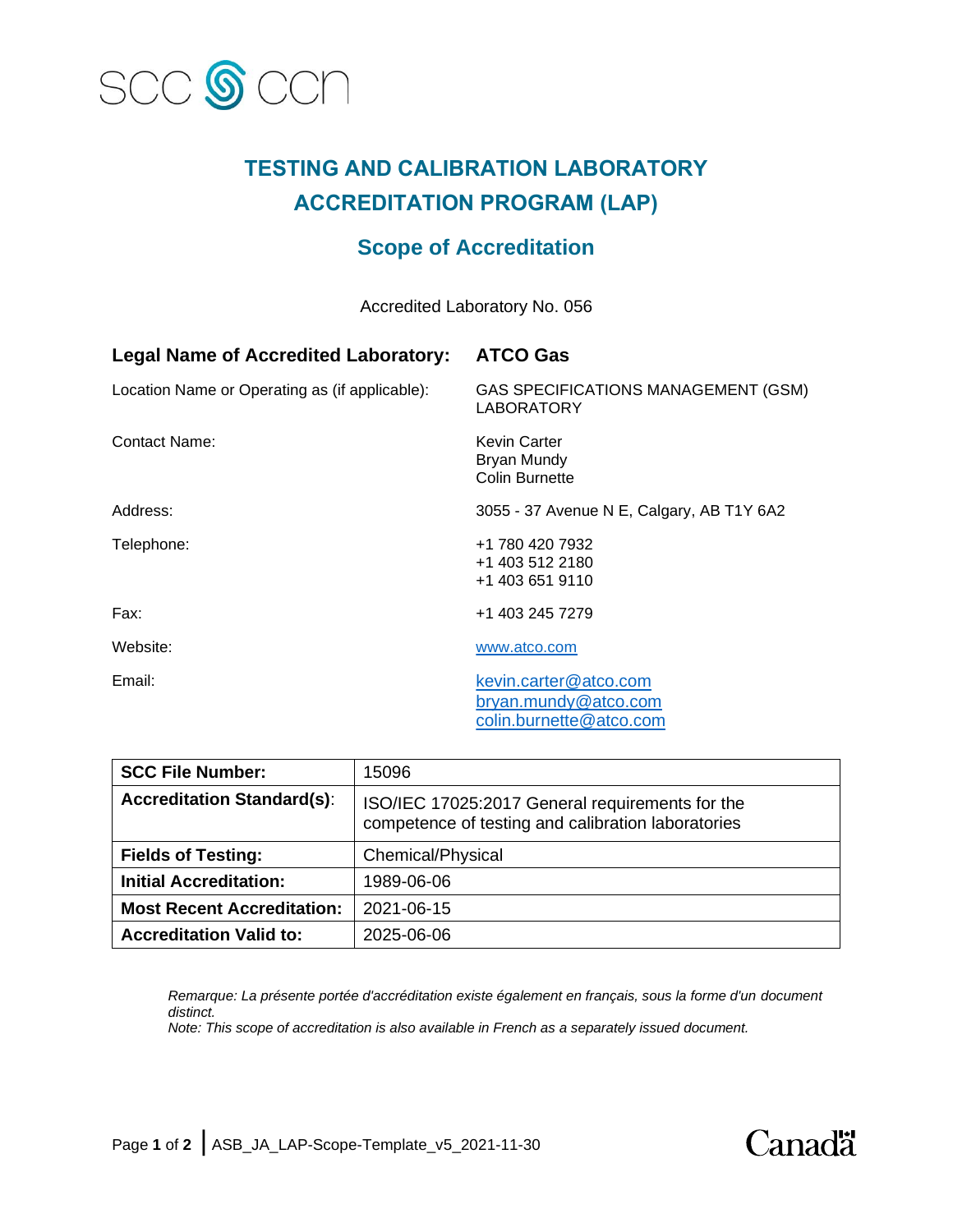SCC CCN

# TESTING AND CALIBRATION LABORATORY ACCREDITATION PROGRAM (LAP)

## Scope of Accreditation

Accredited Laboratory No. 056

| | |
|---|---|
| **Legal Name of Accredited Laboratory:** | **ATCO Gas** |
| Location Name or Operating as (if applicable): | GAS SPECIFICATIONS MANAGEMENT (GSM) LABORATORY |
| Contact Name: | Kevin Carter<br>Bryan Mundy<br>Colin Burnette |
| Address: | 3055 - 37 Avenue N E, Calgary, AB T1Y 6A2 |
| Telephone: | +1 780 420 7932<br>+1 403 512 2180<br>+1 403 651 9110 |
| Fax: | +1 403 245 7279 |
| Website: | www.atco.com |
| Email: | kevin.carter@atco.com<br>bryan.mundy@atco.com<br>colin.burnette@atco.com |

| **SCC File Number:** | 15096 |
|---|---|
| **Accreditation Standard(s):** | ISO/IEC 17025:2017 General requirements for the competence of testing and calibration laboratories |
| **Fields of Testing:** | Chemical/Physical |
| **Initial Accreditation:** | 1989-06-06 |
| **Most Recent Accreditation:** | 2021-06-15 |
| **Accreditation Valid to:** | 2025-06-06 |

*Remarque: La présente portée d'accréditation existe également en français, sous la forme d'un document distinct.*
*Note: This scope of accreditation is also available in French as a separately issued document.*

ASB_JA_LAP-Scope-Template_v5_2021-11-30

Canadä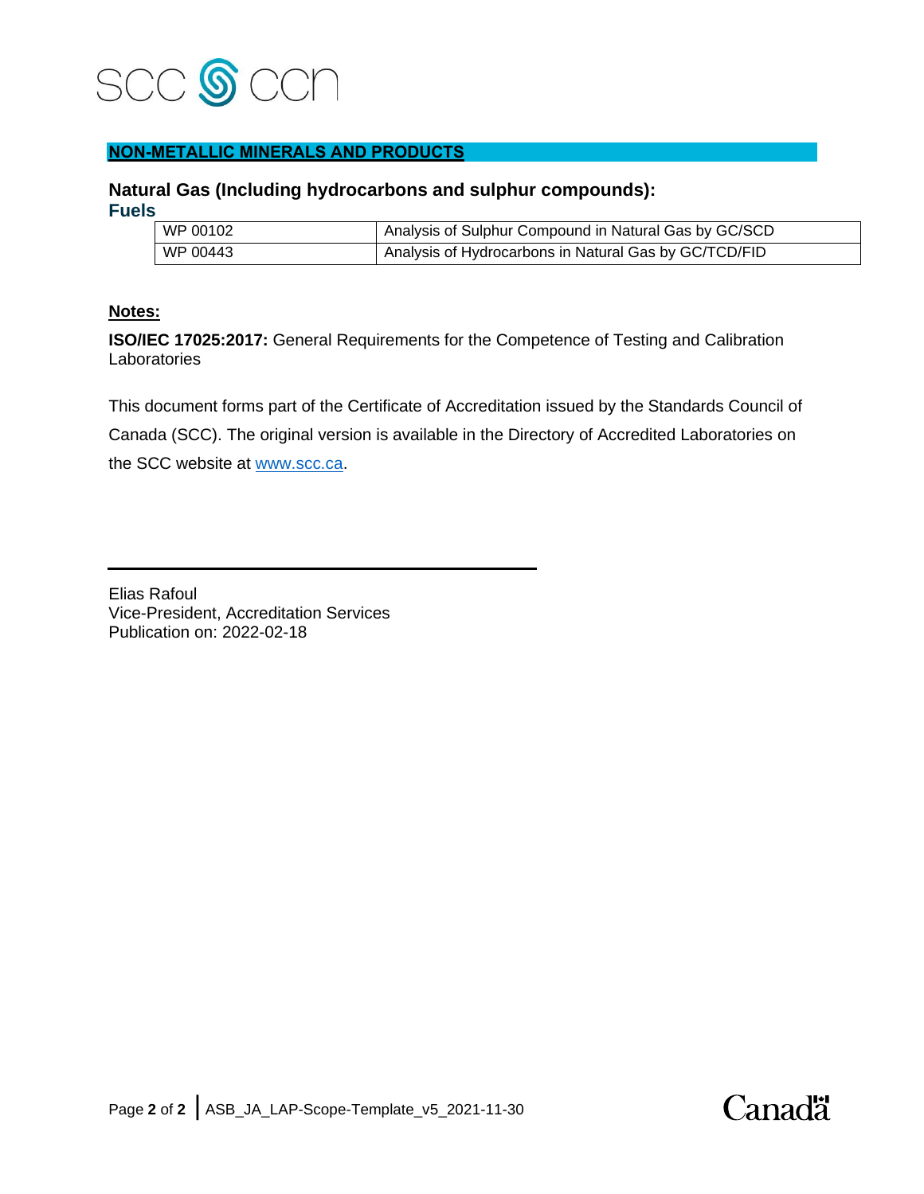## NON-METALLIC MINERALS AND PRODUCTS

### Natural Gas (Including hydrocarbons and sulphur compounds):

**Fuels**

| | |
|---|---|
| WP 00102 | Analysis of Sulphur Compound in Natural Gas by GC/SCD |
| WP 00443 | Analysis of Hydrocarbons in Natural Gas by GC/TCD/FID |

**Notes:**

**ISO/IEC 17025:2017:** General Requirements for the Competence of Testing and Calibration Laboratories

This document forms part of the Certificate of Accreditation issued by the Standards Council of Canada (SCC). The original version is available in the Directory of Accredited Laboratories on the SCC website at www.scc.ca.

Elias Rafoul
Vice-President, Accreditation Services
Publication on: 2022-02-18